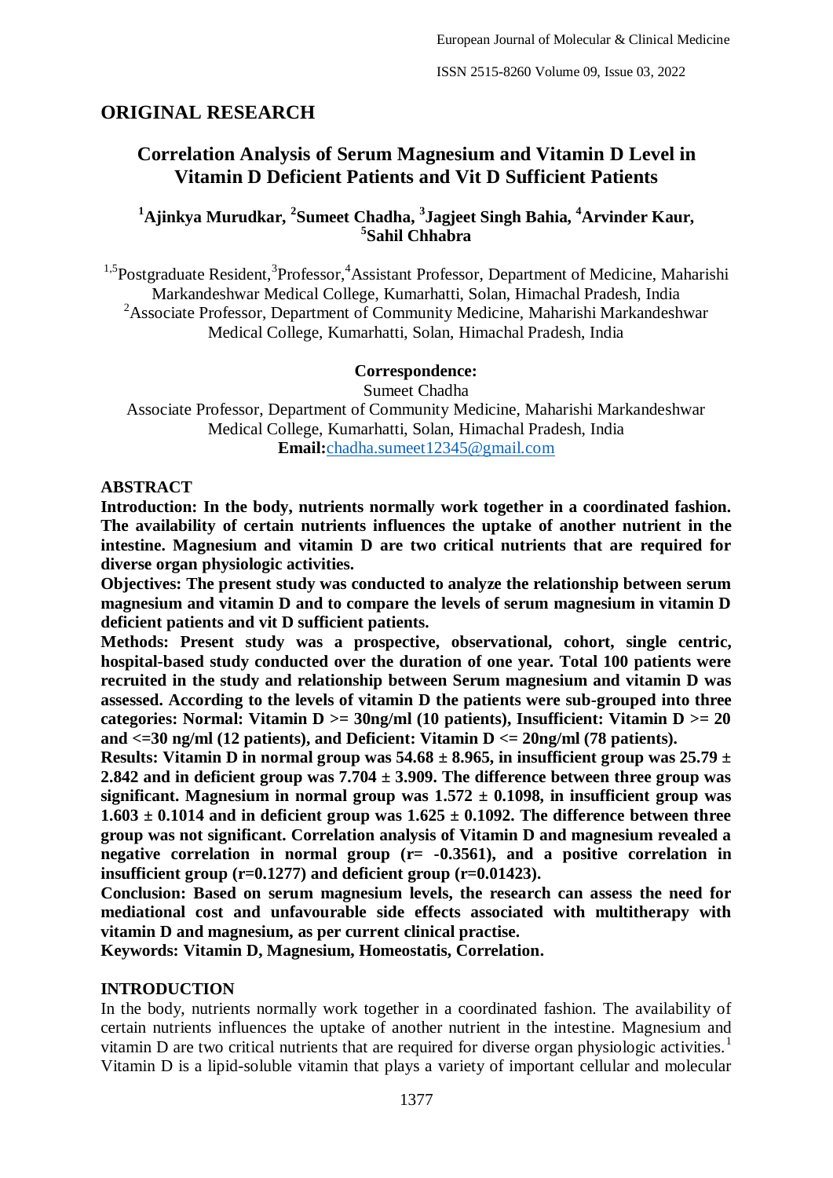## ORIGINAL RESEARCH

# Correlation Analysis of Serum Magnesium and Vitamin D Level in Vitamin D Deficient Patients and Vit D Sufficient Patients

**[1]Ajinkya Murudkar, [2]Sumeet Chadha, [3]Jagjeet Singh Bahia, [4]Arvinder Kaur, [5]Sahil Chhabra**

[1,5]Postgraduate Resident,[3]Professor,[4]Assistant Professor, Department of Medicine, Maharishi Markandeshwar Medical College, Kumarhatti, Solan, Himachal Pradesh, India
[2]Associate Professor, Department of Community Medicine, Maharishi Markandeshwar Medical College, Kumarhatti, Solan, Himachal Pradesh, India

**Correspondence:**
Sumeet Chadha
Associate Professor, Department of Community Medicine, Maharishi Markandeshwar Medical College, Kumarhatti, Solan, Himachal Pradesh, India
**Email:**chadha.sumeet12345@gmail.com

## ABSTRACT

**Introduction: In the body, nutrients normally work together in a coordinated fashion. The availability of certain nutrients influences the uptake of another nutrient in the intestine. Magnesium and vitamin D are two critical nutrients that are required for diverse organ physiologic activities.**

**Objectives: The present study was conducted to analyze the relationship between serum magnesium and vitamin D and to compare the levels of serum magnesium in vitamin D deficient patients and vit D sufficient patients.**

**Methods: Present study was a prospective, observational, cohort, single centric, hospital-based study conducted over the duration of one year. Total 100 patients were recruited in the study and relationship between Serum magnesium and vitamin D was assessed. According to the levels of vitamin D the patients were sub-grouped into three categories: Normal: Vitamin D >= 30ng/ml (10 patients), Insufficient: Vitamin D >= 20 and <=30 ng/ml (12 patients), and Deficient: Vitamin D <= 20ng/ml (78 patients).**

**Results: Vitamin D in normal group was 54.68 ± 8.965, in insufficient group was 25.79 ± 2.842 and in deficient group was 7.704 ± 3.909. The difference between three group was significant. Magnesium in normal group was 1.572 ± 0.1098, in insufficient group was 1.603 ± 0.1014 and in deficient group was 1.625 ± 0.1092. The difference between three group was not significant. Correlation analysis of Vitamin D and magnesium revealed a negative correlation in normal group (r= -0.3561), and a positive correlation in insufficient group (r=0.1277) and deficient group (r=0.01423).**

**Conclusion: Based on serum magnesium levels, the research can assess the need for mediational cost and unfavourable side effects associated with multitherapy with vitamin D and magnesium, as per current clinical practise.**

**Keywords: Vitamin D, Magnesium, Homeostatis, Correlation.**

## INTRODUCTION

In the body, nutrients normally work together in a coordinated fashion. The availability of certain nutrients influences the uptake of another nutrient in the intestine. Magnesium and vitamin D are two critical nutrients that are required for diverse organ physiologic activities.[1] Vitamin D is a lipid-soluble vitamin that plays a variety of important cellular and molecular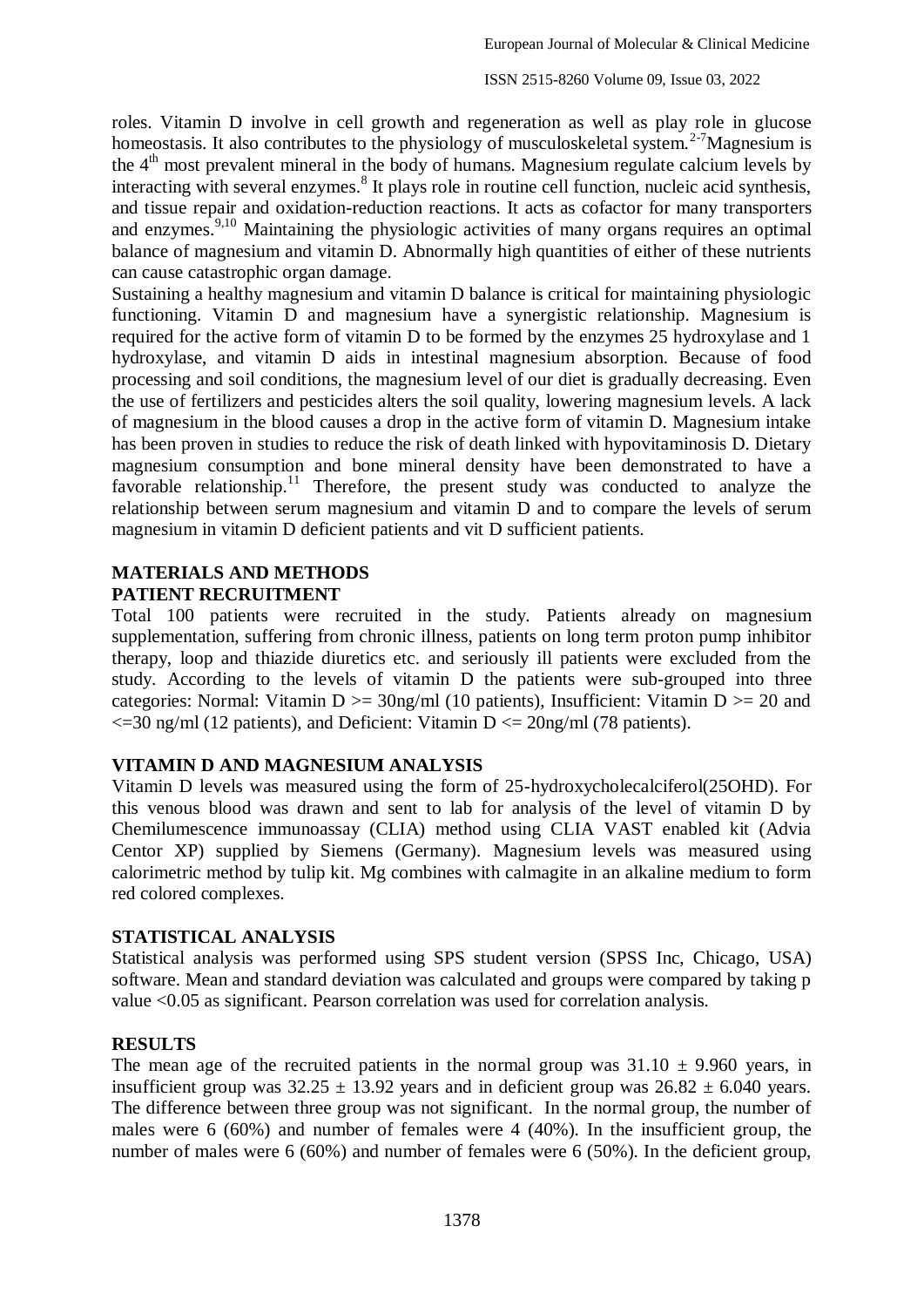roles. Vitamin D involve in cell growth and regeneration as well as play role in glucose homeostasis. It also contributes to the physiology of musculoskeletal system.[2-7] Magnesium is the 4th most prevalent mineral in the body of humans. Magnesium regulate calcium levels by interacting with several enzymes.[8] It plays role in routine cell function, nucleic acid synthesis, and tissue repair and oxidation-reduction reactions. It acts as cofactor for many transporters and enzymes.[9,10] Maintaining the physiologic activities of many organs requires an optimal balance of magnesium and vitamin D. Abnormally high quantities of either of these nutrients can cause catastrophic organ damage.

Sustaining a healthy magnesium and vitamin D balance is critical for maintaining physiologic functioning. Vitamin D and magnesium have a synergistic relationship. Magnesium is required for the active form of vitamin D to be formed by the enzymes 25 hydroxylase and 1 hydroxylase, and vitamin D aids in intestinal magnesium absorption. Because of food processing and soil conditions, the magnesium level of our diet is gradually decreasing. Even the use of fertilizers and pesticides alters the soil quality, lowering magnesium levels. A lack of magnesium in the blood causes a drop in the active form of vitamin D. Magnesium intake has been proven in studies to reduce the risk of death linked with hypovitaminosis D. Dietary magnesium consumption and bone mineral density have been demonstrated to have a favorable relationship.[11] Therefore, the present study was conducted to analyze the relationship between serum magnesium and vitamin D and to compare the levels of serum magnesium in vitamin D deficient patients and vit D sufficient patients.

## MATERIALS AND METHODS

### PATIENT RECRUITMENT

Total 100 patients were recruited in the study. Patients already on magnesium supplementation, suffering from chronic illness, patients on long term proton pump inhibitor therapy, loop and thiazide diuretics etc. and seriously ill patients were excluded from the study. According to the levels of vitamin D the patients were sub-grouped into three categories: Normal: Vitamin D >= 30ng/ml (10 patients), Insufficient: Vitamin D >= 20 and <=30 ng/ml (12 patients), and Deficient: Vitamin D <= 20ng/ml (78 patients).

### VITAMIN D AND MAGNESIUM ANALYSIS

Vitamin D levels was measured using the form of 25-hydroxycholecalciferol(25OHD). For this venous blood was drawn and sent to lab for analysis of the level of vitamin D by Chemilumescence immunoassay (CLIA) method using CLIA VAST enabled kit (Advia Centor XP) supplied by Siemens (Germany). Magnesium levels was measured using calorimetric method by tulip kit. Mg combines with calmagite in an alkaline medium to form red colored complexes.

### STATISTICAL ANALYSIS

Statistical analysis was performed using SPS student version (SPSS Inc, Chicago, USA) software. Mean and standard deviation was calculated and groups were compared by taking p value <0.05 as significant. Pearson correlation was used for correlation analysis.

## RESULTS

The mean age of the recruited patients in the normal group was 31.10 ± 9.960 years, in insufficient group was 32.25 ± 13.92 years and in deficient group was 26.82 ± 6.040 years. The difference between three group was not significant. In the normal group, the number of males were 6 (60%) and number of females were 4 (40%). In the insufficient group, the number of males were 6 (60%) and number of females were 6 (50%). In the deficient group,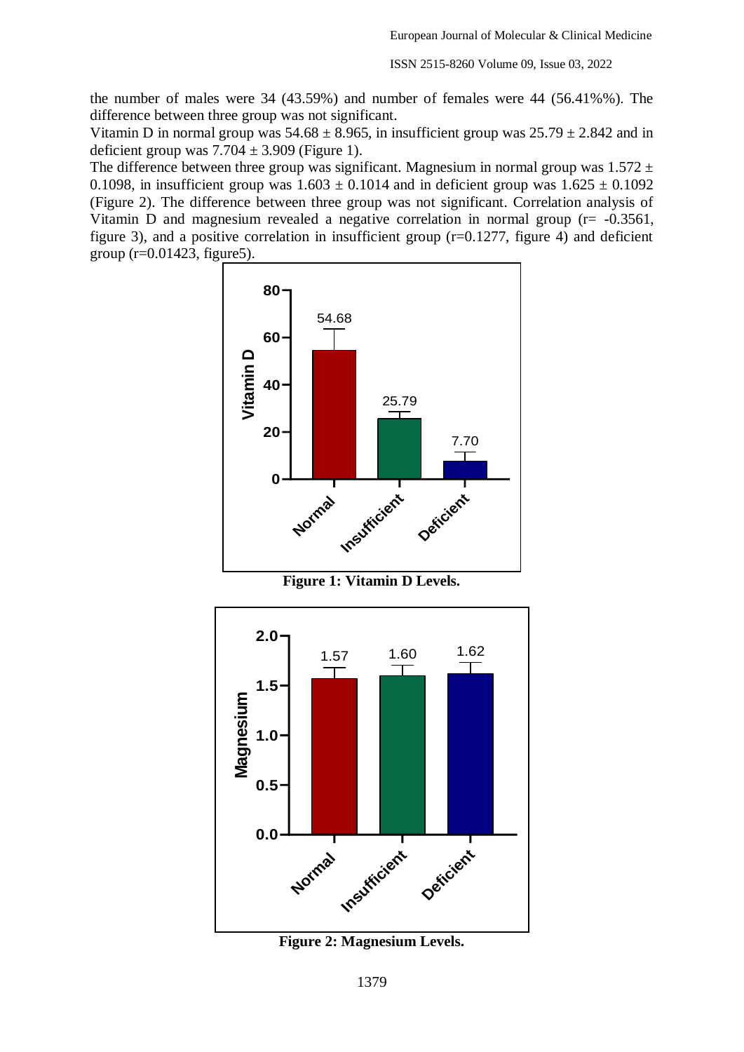the number of males were 34 (43.59%) and number of females were 44 (56.41%%). The difference between three group was not significant.

Vitamin D in normal group was $54.68 \pm 8.965$, in insufficient group was $25.79 \pm 2.842$ and in deficient group was $7.704 \pm 3.909$ (Figure 1).

The difference between three group was significant. Magnesium in normal group was $1.572 \pm 0.1098$, in insufficient group was $1.603 \pm 0.1014$ and in deficient group was $1.625 \pm 0.1092$ (Figure 2). The difference between three group was not significant. Correlation analysis of Vitamin D and magnesium revealed a negative correlation in normal group ($r= -0.3561$, figure 3), and a positive correlation in insufficient group ($r=0.1277$, figure 4) and deficient group ($r=0.01423$, figure5).

**Figure 1: Vitamin D Levels.**

**Figure 2: Magnesium Levels.**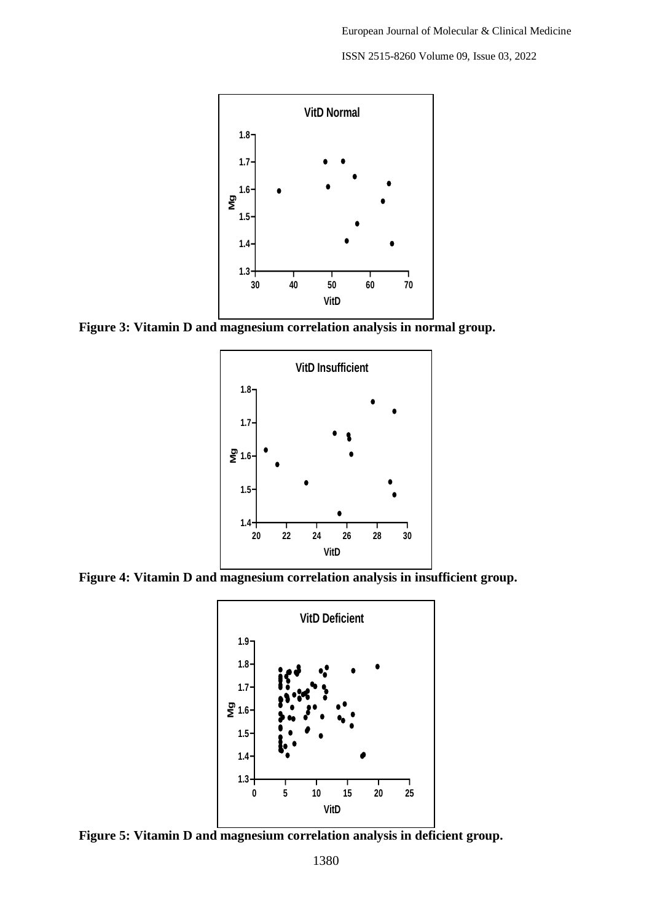**Figure 3: Vitamin D and magnesium correlation analysis in normal group.**

**Figure 4: Vitamin D and magnesium correlation analysis in insufficient group.**

**Figure 5: Vitamin D and magnesium correlation analysis in deficient group.**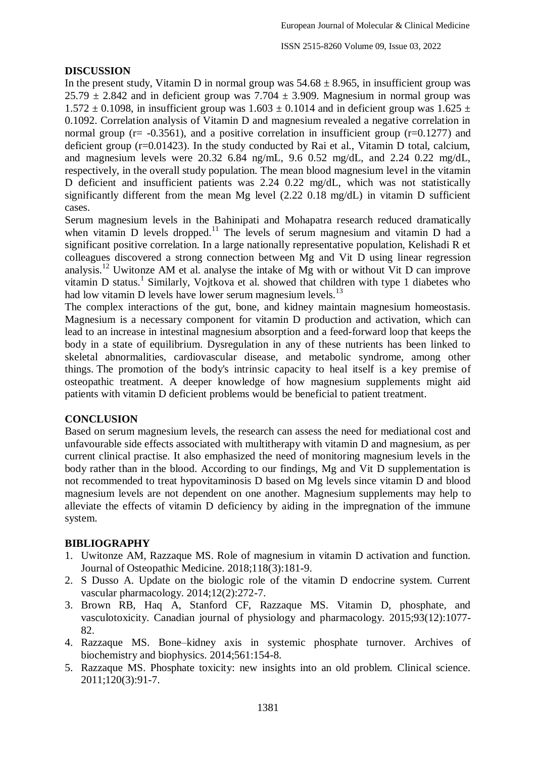## DISCUSSION

In the present study, Vitamin D in normal group was $54.68 \pm 8.965$, in insufficient group was $25.79 \pm 2.842$ and in deficient group was $7.704 \pm 3.909$. Magnesium in normal group was $1.572 \pm 0.1098$, in insufficient group was $1.603 \pm 0.1014$ and in deficient group was $1.625 \pm 0.1092$. Correlation analysis of Vitamin D and magnesium revealed a negative correlation in normal group (r= -0.3561), and a positive correlation in insufficient group (r=0.1277) and deficient group (r=0.01423). In the study conducted by Rai et al., Vitamin D total, calcium, and magnesium levels were 20.32 6.84 ng/mL, 9.6 0.52 mg/dL, and 2.24 0.22 mg/dL, respectively, in the overall study population. The mean blood magnesium level in the vitamin D deficient and insufficient patients was 2.24 0.22 mg/dL, which was not statistically significantly different from the mean Mg level (2.22 0.18 mg/dL) in vitamin D sufficient cases.

Serum magnesium levels in the Bahinipati and Mohapatra research reduced dramatically when vitamin D levels dropped.[11] The levels of serum magnesium and vitamin D had a significant positive correlation. In a large nationally representative population, Kelishadi R et colleagues discovered a strong connection between Mg and Vit D using linear regression analysis.[12] Uwitonze AM et al. analyse the intake of Mg with or without Vit D can improve vitamin D status.[1] Similarly, Vojtkova et al. showed that children with type 1 diabetes who had low vitamin D levels have lower serum magnesium levels.[13]

The complex interactions of the gut, bone, and kidney maintain magnesium homeostasis. Magnesium is a necessary component for vitamin D production and activation, which can lead to an increase in intestinal magnesium absorption and a feed-forward loop that keeps the body in a state of equilibrium. Dysregulation in any of these nutrients has been linked to skeletal abnormalities, cardiovascular disease, and metabolic syndrome, among other things. The promotion of the body's intrinsic capacity to heal itself is a key premise of osteopathic treatment. A deeper knowledge of how magnesium supplements might aid patients with vitamin D deficient problems would be beneficial to patient treatment.

## CONCLUSION

Based on serum magnesium levels, the research can assess the need for mediational cost and unfavourable side effects associated with multitherapy with vitamin D and magnesium, as per current clinical practise. It also emphasized the need of monitoring magnesium levels in the body rather than in the blood. According to our findings, Mg and Vit D supplementation is not recommended to treat hypovitaminosis D based on Mg levels since vitamin D and blood magnesium levels are not dependent on one another. Magnesium supplements may help to alleviate the effects of vitamin D deficiency by aiding in the impregnation of the immune system.

## BIBLIOGRAPHY

1. Uwitonze AM, Razzaque MS. Role of magnesium in vitamin D activation and function. Journal of Osteopathic Medicine. 2018;118(3):181-9.
2. S Dusso A. Update on the biologic role of the vitamin D endocrine system. Current vascular pharmacology. 2014;12(2):272-7.
3. Brown RB, Haq A, Stanford CF, Razzaque MS. Vitamin D, phosphate, and vasculotoxicity. Canadian journal of physiology and pharmacology. 2015;93(12):1077-82.
4. Razzaque MS. Bone–kidney axis in systemic phosphate turnover. Archives of biochemistry and biophysics. 2014;561:154-8.
5. Razzaque MS. Phosphate toxicity: new insights into an old problem. Clinical science. 2011;120(3):91-7.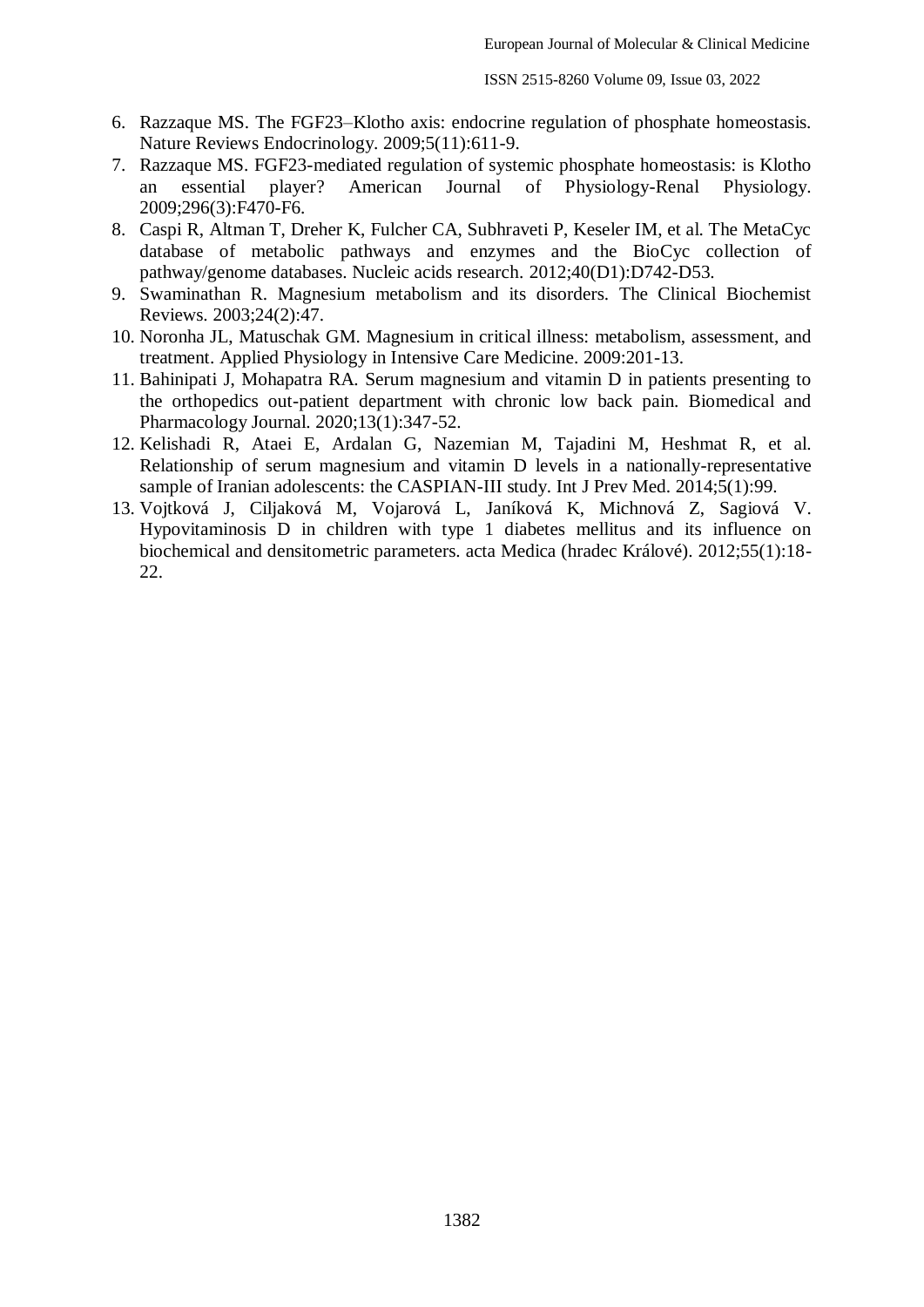6. Razzaque MS. The FGF23–Klotho axis: endocrine regulation of phosphate homeostasis. Nature Reviews Endocrinology. 2009;5(11):611-9.
7. Razzaque MS. FGF23-mediated regulation of systemic phosphate homeostasis: is Klotho an essential player? American Journal of Physiology-Renal Physiology. 2009;296(3):F470-F6.
8. Caspi R, Altman T, Dreher K, Fulcher CA, Subhraveti P, Keseler IM, et al. The MetaCyc database of metabolic pathways and enzymes and the BioCyc collection of pathway/genome databases. Nucleic acids research. 2012;40(D1):D742-D53.
9. Swaminathan R. Magnesium metabolism and its disorders. The Clinical Biochemist Reviews. 2003;24(2):47.
10. Noronha JL, Matuschak GM. Magnesium in critical illness: metabolism, assessment, and treatment. Applied Physiology in Intensive Care Medicine. 2009:201-13.
11. Bahinipati J, Mohapatra RA. Serum magnesium and vitamin D in patients presenting to the orthopedics out-patient department with chronic low back pain. Biomedical and Pharmacology Journal. 2020;13(1):347-52.
12. Kelishadi R, Ataei E, Ardalan G, Nazemian M, Tajadini M, Heshmat R, et al. Relationship of serum magnesium and vitamin D levels in a nationally-representative sample of Iranian adolescents: the CASPIAN-III study. Int J Prev Med. 2014;5(1):99.
13. Vojtková J, Ciljaková M, Vojarová L, Janíková K, Michnová Z, Sagiová V. Hypovitaminosis D in children with type 1 diabetes mellitus and its influence on biochemical and densitometric parameters. acta Medica (hradec Králové). 2012;55(1):18-22.